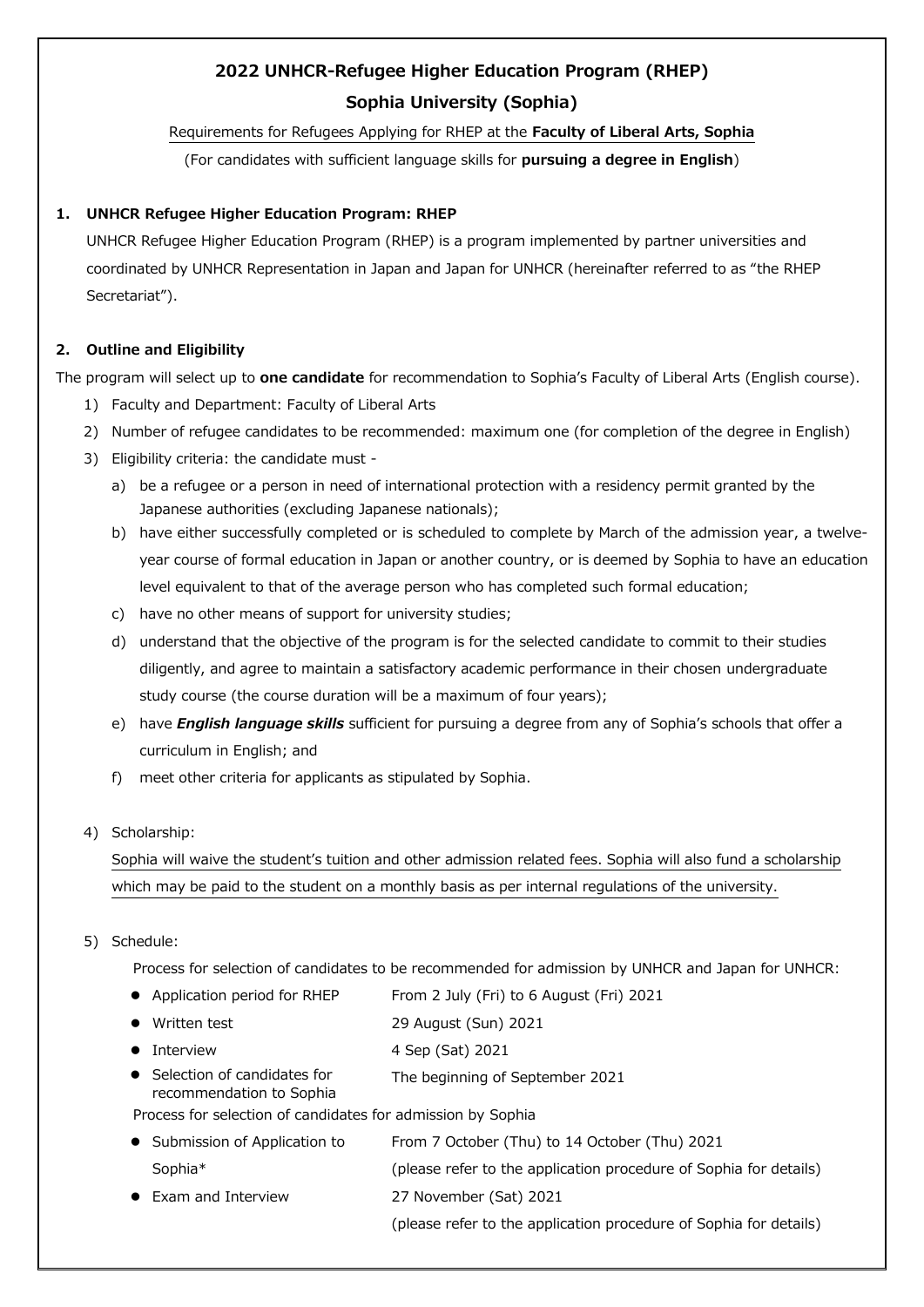# 2022 UNHCR-Refugee Higher Education Program (RHEP)

## Sophia University (Sophia)

Requirements for Refugees Applying for RHEP at the **Faculty of Liberal Arts, Sophia**

(For candidates with sufficient language skills for **pursuing a degree in English**)

### 1. UNHCR Refugee Higher Education Program: RHEP

UNHCR Refugee Higher Education Program (RHEP) is a program implemented by partner universities and coordinated by UNHCR Representation in Japan and Japan for UNHCR (hereinafter referred to as "the RHEP Secretariat").

### 2. Outline and Eligibility

The program will select up to **one candidate** for recommendation to Sophia's Faculty of Liberal Arts (English course).

1) Faculty and Department: Faculty of Liberal Arts
2) Number of refugee candidates to be recommended: maximum one (for completion of the degree in English)
3) Eligibility criteria: the candidate must -
   a) be a refugee or a person in need of international protection with a residency permit granted by the Japanese authorities (excluding Japanese nationals);
   b) have either successfully completed or is scheduled to complete by March of the admission year, a twelve-year course of formal education in Japan or another country, or is deemed by Sophia to have an education level equivalent to that of the average person who has completed such formal education;
   c) have no other means of support for university studies;
   d) understand that the objective of the program is for the selected candidate to commit to their studies diligently, and agree to maintain a satisfactory academic performance in their chosen undergraduate study course (the course duration will be a maximum of four years);
   e) have ***English language skills*** sufficient for pursuing a degree from any of Sophia's schools that offer a curriculum in English; and
   f) meet other criteria for applicants as stipulated by Sophia.

4) Scholarship:

   Sophia will waive the student's tuition and other admission related fees. Sophia will also fund a scholarship which may be paid to the student on a monthly basis as per internal regulations of the university.

5) Schedule:

   Process for selection of candidates to be recommended for admission by UNHCR and Japan for UNHCR:

   - Application period for RHEP: From 2 July (Fri) to 6 August (Fri) 2021
   - Written test: 29 August (Sun) 2021
   - Interview: 4 Sep (Sat) 2021
   - Selection of candidates for recommendation to Sophia: The beginning of September 2021

   Process for selection of candidates for admission by Sophia

   - Submission of Application to Sophia*: From 7 October (Thu) to 14 October (Thu) 2021 (please refer to the application procedure of Sophia for details)
   - Exam and Interview: 27 November (Sat) 2021 (please refer to the application procedure of Sophia for details)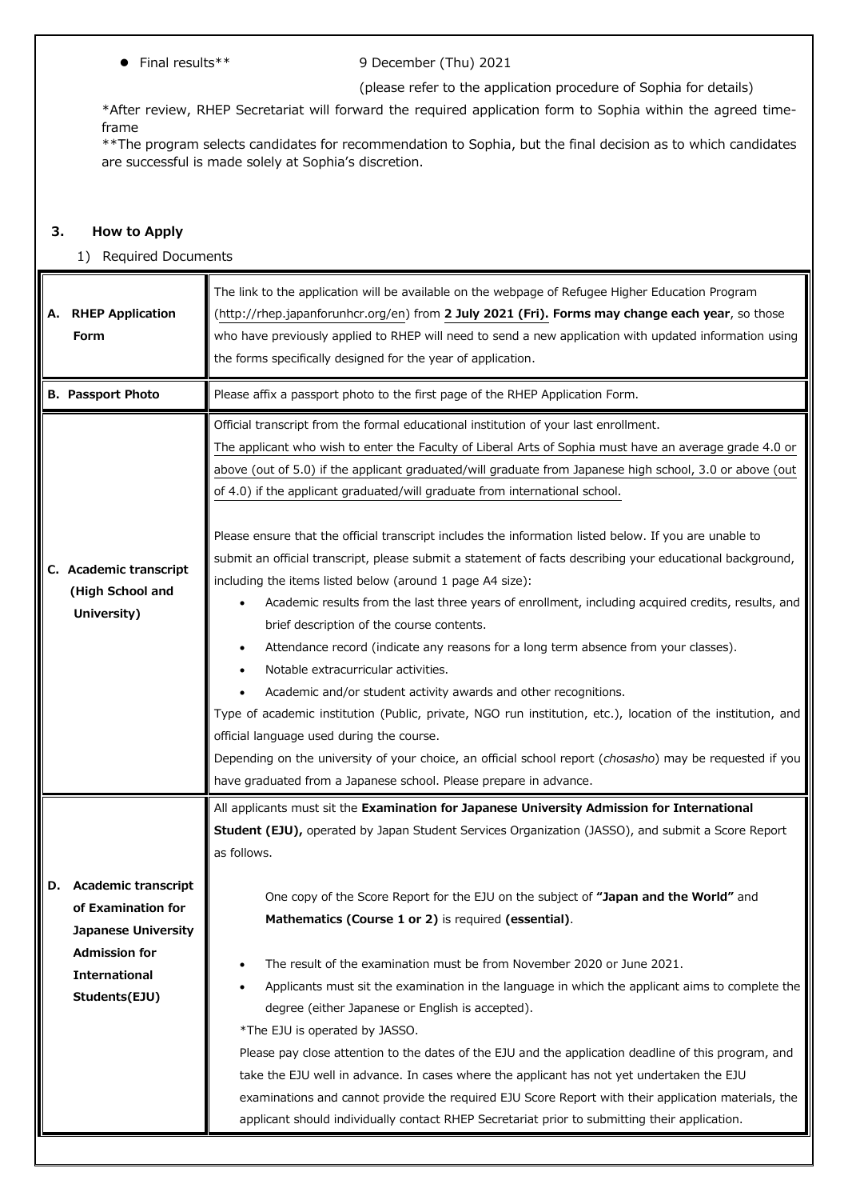- Final results** 9 December (Thu) 2021

  (please refer to the application procedure of Sophia for details)

*After review, RHEP Secretariat will forward the required application form to Sophia within the agreed time-frame

**The program selects candidates for recommendation to Sophia, but the final decision as to which candidates are successful is made solely at Sophia's discretion.

## 3. How to Apply

1) Required Documents

| | |
|---|---|
| **A. RHEP Application Form** | The link to the application will be available on the webpage of Refugee Higher Education Program (http://rhep.japanforunhcr.org/en) from **2 July 2021 (Fri). Forms may change each year**, so those who have previously applied to RHEP will need to send a new application with updated information using the forms specifically designed for the year of application. |
| **B. Passport Photo** | Please affix a passport photo to the first page of the RHEP Application Form. |
| **C. Academic transcript (High School and University)** | Official transcript from the formal educational institution of your last enrollment.<br>The applicant who wish to enter the Faculty of Liberal Arts of Sophia must have an average grade 4.0 or above (out of 5.0) if the applicant graduated/will graduate from Japanese high school, 3.0 or above (out of 4.0) if the applicant graduated/will graduate from international school.<br><br>Please ensure that the official transcript includes the information listed below. If you are unable to submit an official transcript, please submit a statement of facts describing your educational background, including the items listed below (around 1 page A4 size):<br>• Academic results from the last three years of enrollment, including acquired credits, results, and brief description of the course contents.<br>• Attendance record (indicate any reasons for a long term absence from your classes).<br>• Notable extracurricular activities.<br>• Academic and/or student activity awards and other recognitions.<br>Type of academic institution (Public, private, NGO run institution, etc.), location of the institution, and official language used during the course.<br>Depending on the university of your choice, an official school report (*chosasho*) may be requested if you have graduated from a Japanese school. Please prepare in advance. |
| **D. Academic transcript of Examination for Japanese University Admission for International Students(EJU)** | All applicants must sit the **Examination for Japanese University Admission for International Student (EJU),** operated by Japan Student Services Organization (JASSO), and submit a Score Report as follows.<br><br>One copy of the Score Report for the EJU on the subject of **"Japan and the World"** and **Mathematics (Course 1 or 2)** is required **(essential)**.<br><br>• The result of the examination must be from November 2020 or June 2021.<br>• Applicants must sit the examination in the language in which the applicant aims to complete the degree (either Japanese or English is accepted).<br>*The EJU is operated by JASSO.<br>Please pay close attention to the dates of the EJU and the application deadline of this program, and take the EJU well in advance. In cases where the applicant has not yet undertaken the EJU examinations and cannot provide the required EJU Score Report with their application materials, the applicant should individually contact RHEP Secretariat prior to submitting their application. |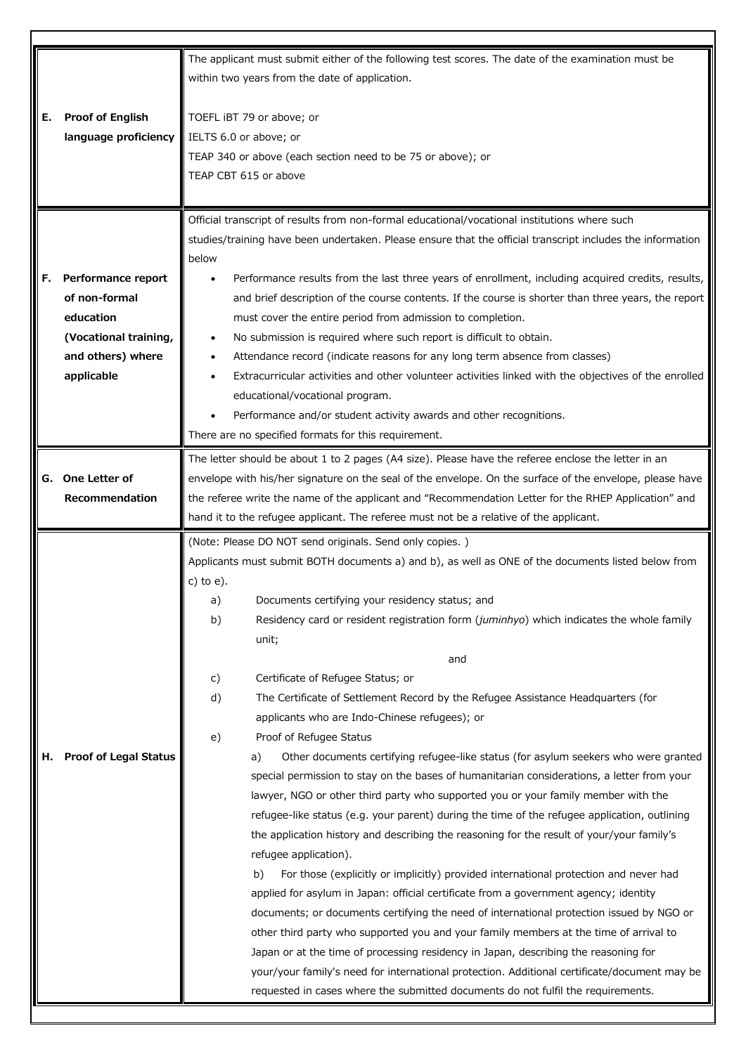| | |
|---|---|
| **E. Proof of English language proficiency** | The applicant must submit either of the following test scores. The date of the examination must be within two years from the date of application.<br><br>TOEFL iBT 79 or above; or<br>IELTS 6.0 or above; or<br>TEAP 340 or above (each section need to be 75 or above); or<br>TEAP CBT 615 or above |
| **F. Performance report of non-formal education (Vocational training, and others) where applicable** | Official transcript of results from non-formal educational/vocational institutions where such studies/training have been undertaken. Please ensure that the official transcript includes the information below<br>• Performance results from the last three years of enrollment, including acquired credits, results, and brief description of the course contents. If the course is shorter than three years, the report must cover the entire period from admission to completion.<br>• No submission is required where such report is difficult to obtain.<br>• Attendance record (indicate reasons for any long term absence from classes)<br>• Extracurricular activities and other volunteer activities linked with the objectives of the enrolled educational/vocational program.<br>• Performance and/or student activity awards and other recognitions.<br>There are no specified formats for this requirement. |
| **G. One Letter of Recommendation** | The letter should be about 1 to 2 pages (A4 size). Please have the referee enclose the letter in an envelope with his/her signature on the seal of the envelope. On the surface of the envelope, please have the referee write the name of the applicant and "Recommendation Letter for the RHEP Application" and hand it to the refugee applicant. The referee must not be a relative of the applicant. |
| **H. Proof of Legal Status** | (Note: Please DO NOT send originals. Send only copies. )<br>Applicants must submit BOTH documents a) and b), as well as ONE of the documents listed below from c) to e).<br>a) Documents certifying your residency status; and<br>b) Residency card or resident registration form (*juminhyo*) which indicates the whole family unit;<br>and<br>c) Certificate of Refugee Status; or<br>d) The Certificate of Settlement Record by the Refugee Assistance Headquarters (for applicants who are Indo-Chinese refugees); or<br>e) Proof of Refugee Status<br>a) Other documents certifying refugee-like status (for asylum seekers who were granted special permission to stay on the bases of humanitarian considerations, a letter from your lawyer, NGO or other third party who supported you or your family member with the refugee-like status (e.g. your parent) during the time of the refugee application, outlining the application history and describing the reasoning for the result of your/your family's refugee application).<br>b) For those (explicitly or implicitly) provided international protection and never had applied for asylum in Japan: official certificate from a government agency; identity documents; or documents certifying the need of international protection issued by NGO or other third party who supported you and your family members at the time of arrival to Japan or at the time of processing residency in Japan, describing the reasoning for your/your family's need for international protection. Additional certificate/document may be requested in cases where the submitted documents do not fulfil the requirements. |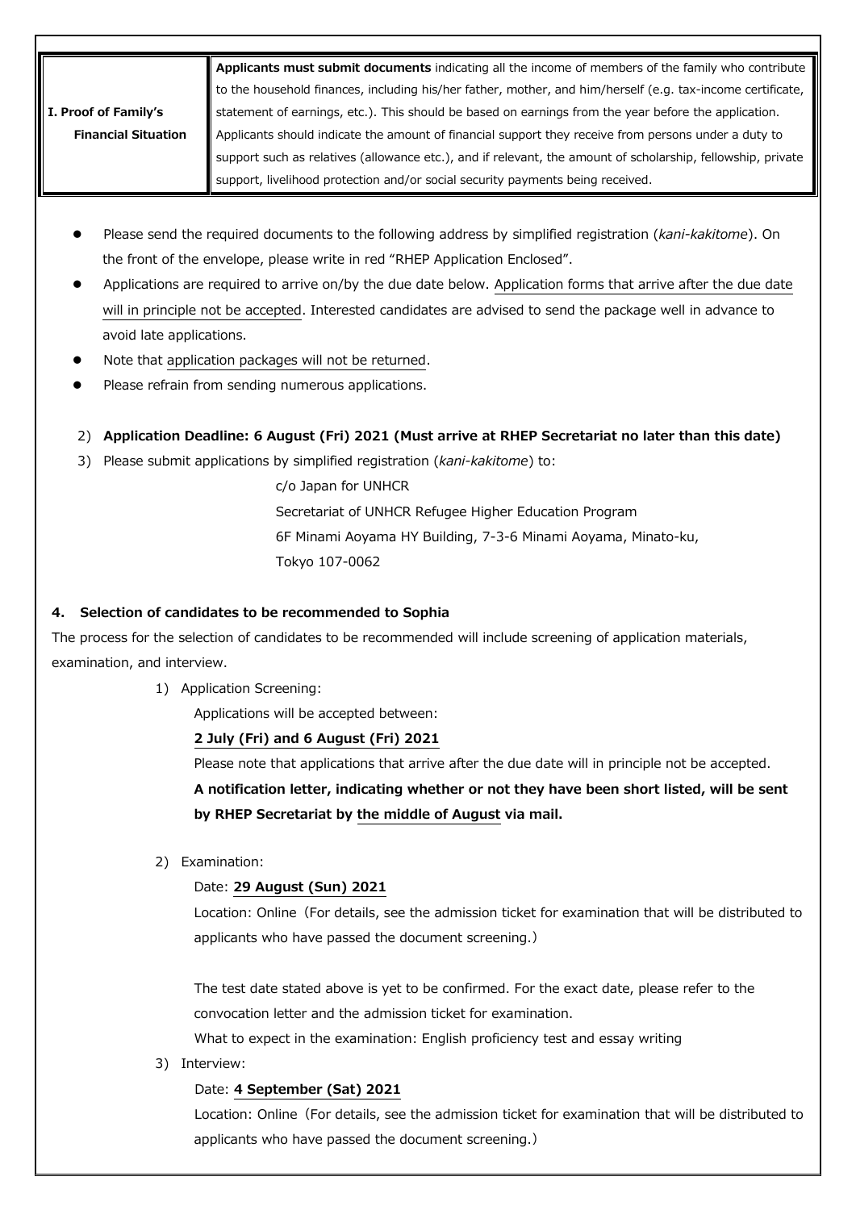| I. Proof of Family's Financial Situation | **Applicants must submit documents** indicating all the income of members of the family who contribute to the household finances, including his/her father, mother, and him/herself (e.g. tax-income certificate, statement of earnings, etc.). This should be based on earnings from the year before the application. Applicants should indicate the amount of financial support they receive from persons under a duty to support such as relatives (allowance etc.), and if relevant, the amount of scholarship, fellowship, private support, livelihood protection and/or social security payments being received. |
|---|---|

- Please send the required documents to the following address by simplified registration (*kani-kakitome*). On the front of the envelope, please write in red "RHEP Application Enclosed".
- Applications are required to arrive on/by the due date below. Application forms that arrive after the due date will in principle not be accepted. Interested candidates are advised to send the package well in advance to avoid late applications.
- Note that application packages will not be returned.
- Please refrain from sending numerous applications.

2) **Application Deadline: 6 August (Fri) 2021 (Must arrive at RHEP Secretariat no later than this date)**

3) Please submit applications by simplified registration (*kani-kakitome*) to:

c/o Japan for UNHCR
Secretariat of UNHCR Refugee Higher Education Program
6F Minami Aoyama HY Building, 7-3-6 Minami Aoyama, Minato-ku,
Tokyo 107-0062

## 4. Selection of candidates to be recommended to Sophia

The process for the selection of candidates to be recommended will include screening of application materials, examination, and interview.

1) Application Screening:

Applications will be accepted between:

**2 July (Fri) and 6 August (Fri) 2021**

Please note that applications that arrive after the due date will in principle not be accepted.

**A notification letter, indicating whether or not they have been short listed, will be sent by RHEP Secretariat by the middle of August via mail.**

2) Examination:

Date: **29 August (Sun) 2021**

Location: Online（For details, see the admission ticket for examination that will be distributed to applicants who have passed the document screening.）

The test date stated above is yet to be confirmed. For the exact date, please refer to the convocation letter and the admission ticket for examination.

What to expect in the examination: English proficiency test and essay writing

3) Interview:

Date: **4 September (Sat) 2021**

Location: Online（For details, see the admission ticket for examination that will be distributed to applicants who have passed the document screening.）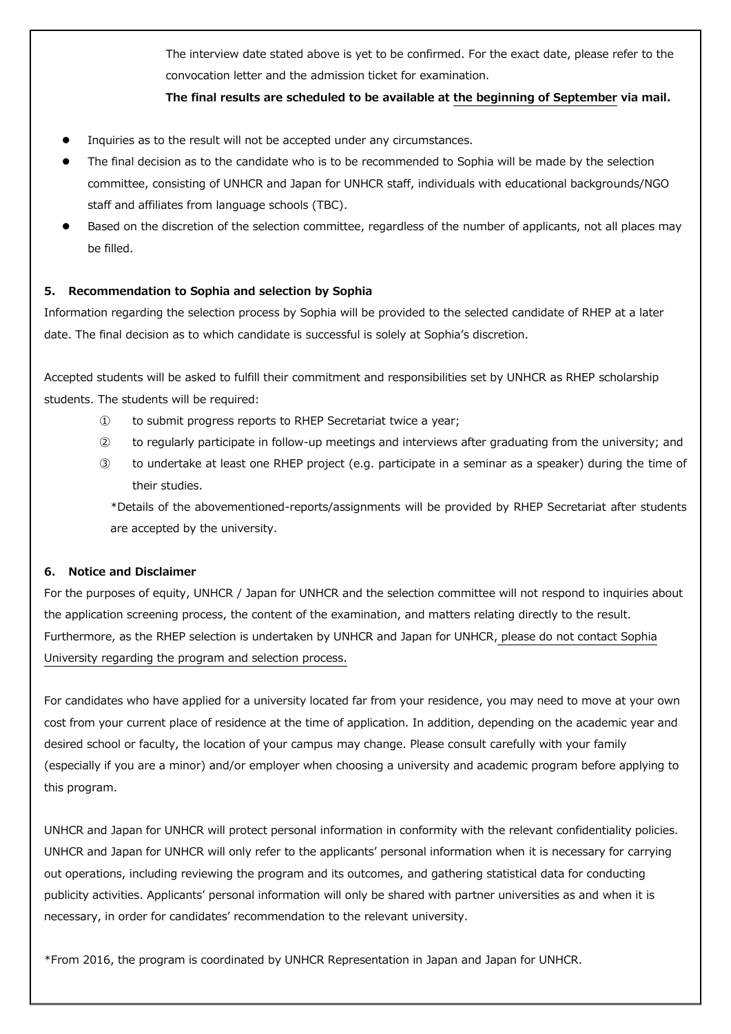The interview date stated above is yet to be confirmed. For the exact date, please refer to the convocation letter and the admission ticket for examination.

**The final results are scheduled to be available at the beginning of September via mail.**

- Inquiries as to the result will not be accepted under any circumstances.
- The final decision as to the candidate who is to be recommended to Sophia will be made by the selection committee, consisting of UNHCR and Japan for UNHCR staff, individuals with educational backgrounds/NGO staff and affiliates from language schools (TBC).
- Based on the discretion of the selection committee, regardless of the number of applicants, not all places may be filled.

### 5. Recommendation to Sophia and selection by Sophia

Information regarding the selection process by Sophia will be provided to the selected candidate of RHEP at a later date. The final decision as to which candidate is successful is solely at Sophia's discretion.

Accepted students will be asked to fulfill their commitment and responsibilities set by UNHCR as RHEP scholarship students. The students will be required:

① to submit progress reports to RHEP Secretariat twice a year;

② to regularly participate in follow-up meetings and interviews after graduating from the university; and

③ to undertake at least one RHEP project (e.g. participate in a seminar as a speaker) during the time of their studies.

*Details of the abovementioned-reports/assignments will be provided by RHEP Secretariat after students are accepted by the university.

### 6. Notice and Disclaimer

For the purposes of equity, UNHCR / Japan for UNHCR and the selection committee will not respond to inquiries about the application screening process, the content of the examination, and matters relating directly to the result. Furthermore, as the RHEP selection is undertaken by UNHCR and Japan for UNHCR, please do not contact Sophia University regarding the program and selection process.

For candidates who have applied for a university located far from your residence, you may need to move at your own cost from your current place of residence at the time of application. In addition, depending on the academic year and desired school or faculty, the location of your campus may change. Please consult carefully with your family (especially if you are a minor) and/or employer when choosing a university and academic program before applying to this program.

UNHCR and Japan for UNHCR will protect personal information in conformity with the relevant confidentiality policies. UNHCR and Japan for UNHCR will only refer to the applicants' personal information when it is necessary for carrying out operations, including reviewing the program and its outcomes, and gathering statistical data for conducting publicity activities. Applicants' personal information will only be shared with partner universities as and when it is necessary, in order for candidates' recommendation to the relevant university.

*From 2016, the program is coordinated by UNHCR Representation in Japan and Japan for UNHCR.